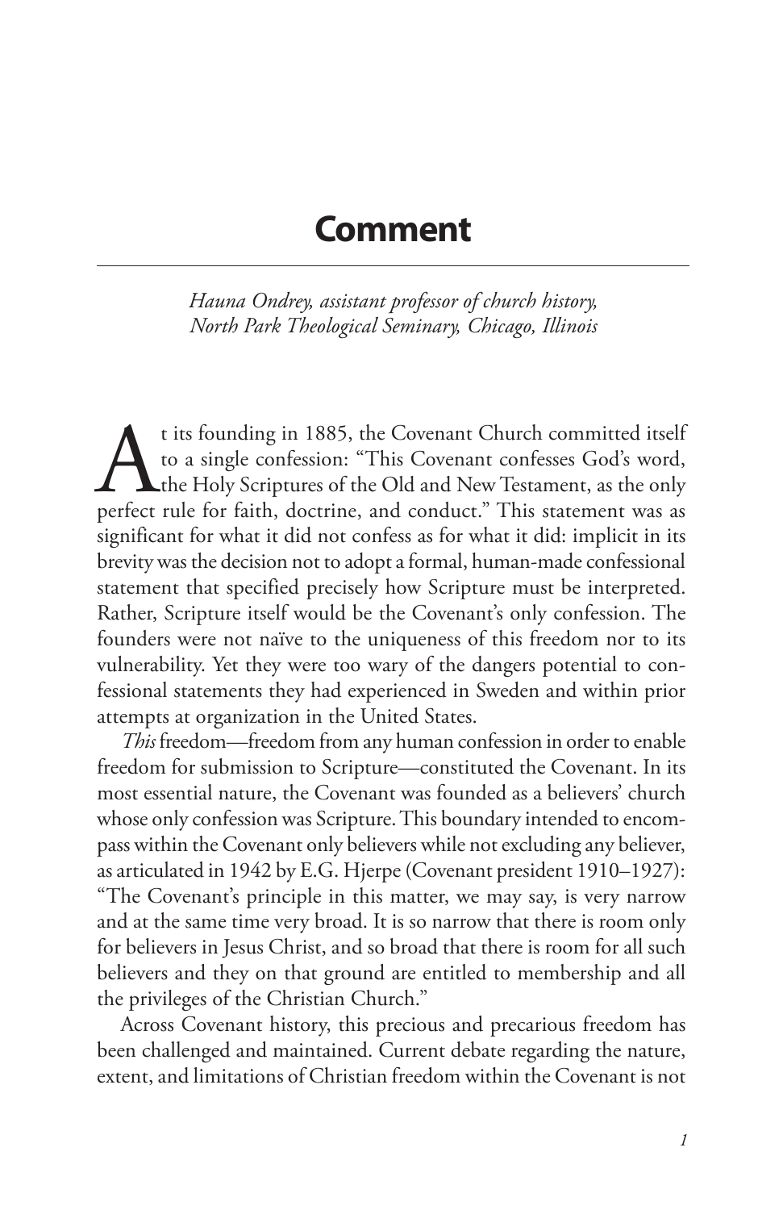# Comment

*Hauna Ondrey, assistant professor of church history, North Park Theological Seminary, Chicago, Illinois*

At its founding in 1885, the Covenant Church committed itself to a single confession: "This Covenant confesses God's word, the Holy Scriptures of the Old and New Testament, as the only perfect rule for faith, doctrine, and conduct." This statement was as significant for what it did not confess as for what it did: implicit in its brevity was the decision not to adopt a formal, human-made confessional statement that specified precisely how Scripture must be interpreted. Rather, Scripture itself would be the Covenant's only confession. The founders were not naïve to the uniqueness of this freedom nor to its vulnerability. Yet they were too wary of the dangers potential to confessional statements they had experienced in Sweden and within prior attempts at organization in the United States.

*This* freedom—freedom from any human confession in order to enable freedom for submission to Scripture—constituted the Covenant. In its most essential nature, the Covenant was founded as a believers' church whose only confession was Scripture. This boundary intended to encompass within the Covenant only believers while not excluding any believer, as articulated in 1942 by E.G. Hjerpe (Covenant president 1910–1927): "The Covenant's principle in this matter, we may say, is very narrow and at the same time very broad. It is so narrow that there is room only for believers in Jesus Christ, and so broad that there is room for all such believers and they on that ground are entitled to membership and all the privileges of the Christian Church."

Across Covenant history, this precious and precarious freedom has been challenged and maintained. Current debate regarding the nature, extent, and limitations of Christian freedom within the Covenant is not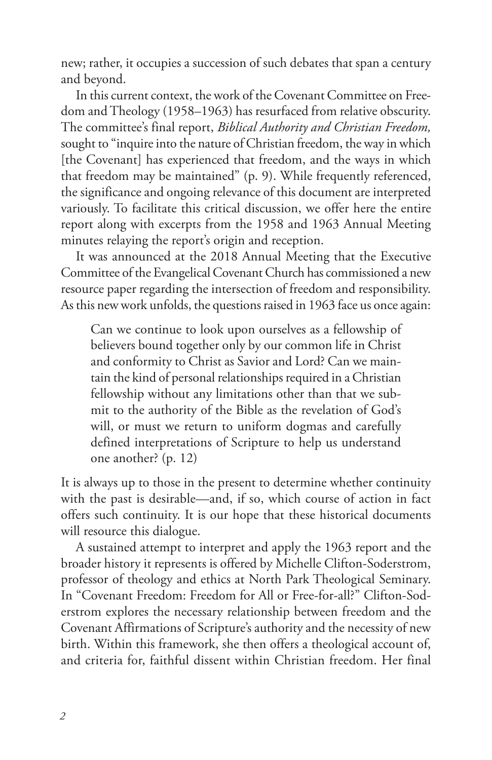new; rather, it occupies a succession of such debates that span a century and beyond.

In this current context, the work of the Covenant Committee on Freedom and Theology (1958–1963) has resurfaced from relative obscurity. The committee's final report, *Biblical Authority and Christian Freedom,* sought to "inquire into the nature of Christian freedom, the way in which [the Covenant] has experienced that freedom, and the ways in which that freedom may be maintained" (p. 9). While frequently referenced, the significance and ongoing relevance of this document are interpreted variously. To facilitate this critical discussion, we offer here the entire report along with excerpts from the 1958 and 1963 Annual Meeting minutes relaying the report's origin and reception.

It was announced at the 2018 Annual Meeting that the Executive Committee of the Evangelical Covenant Church has commissioned a new resource paper regarding the intersection of freedom and responsibility. As this new work unfolds, the questions raised in 1963 face us once again:

> Can we continue to look upon ourselves as a fellowship of believers bound together only by our common life in Christ and conformity to Christ as Savior and Lord? Can we maintain the kind of personal relationships required in a Christian fellowship without any limitations other than that we submit to the authority of the Bible as the revelation of God's will, or must we return to uniform dogmas and carefully defined interpretations of Scripture to help us understand one another? (p. 12)

It is always up to those in the present to determine whether continuity with the past is desirable—and, if so, which course of action in fact offers such continuity. It is our hope that these historical documents will resource this dialogue.

A sustained attempt to interpret and apply the 1963 report and the broader history it represents is offered by Michelle Clifton-Soderstrom, professor of theology and ethics at North Park Theological Seminary. In "Covenant Freedom: Freedom for All or Free-for-all?" Clifton-Soderstrom explores the necessary relationship between freedom and the Covenant Affirmations of Scripture's authority and the necessity of new birth. Within this framework, she then offers a theological account of, and criteria for, faithful dissent within Christian freedom. Her final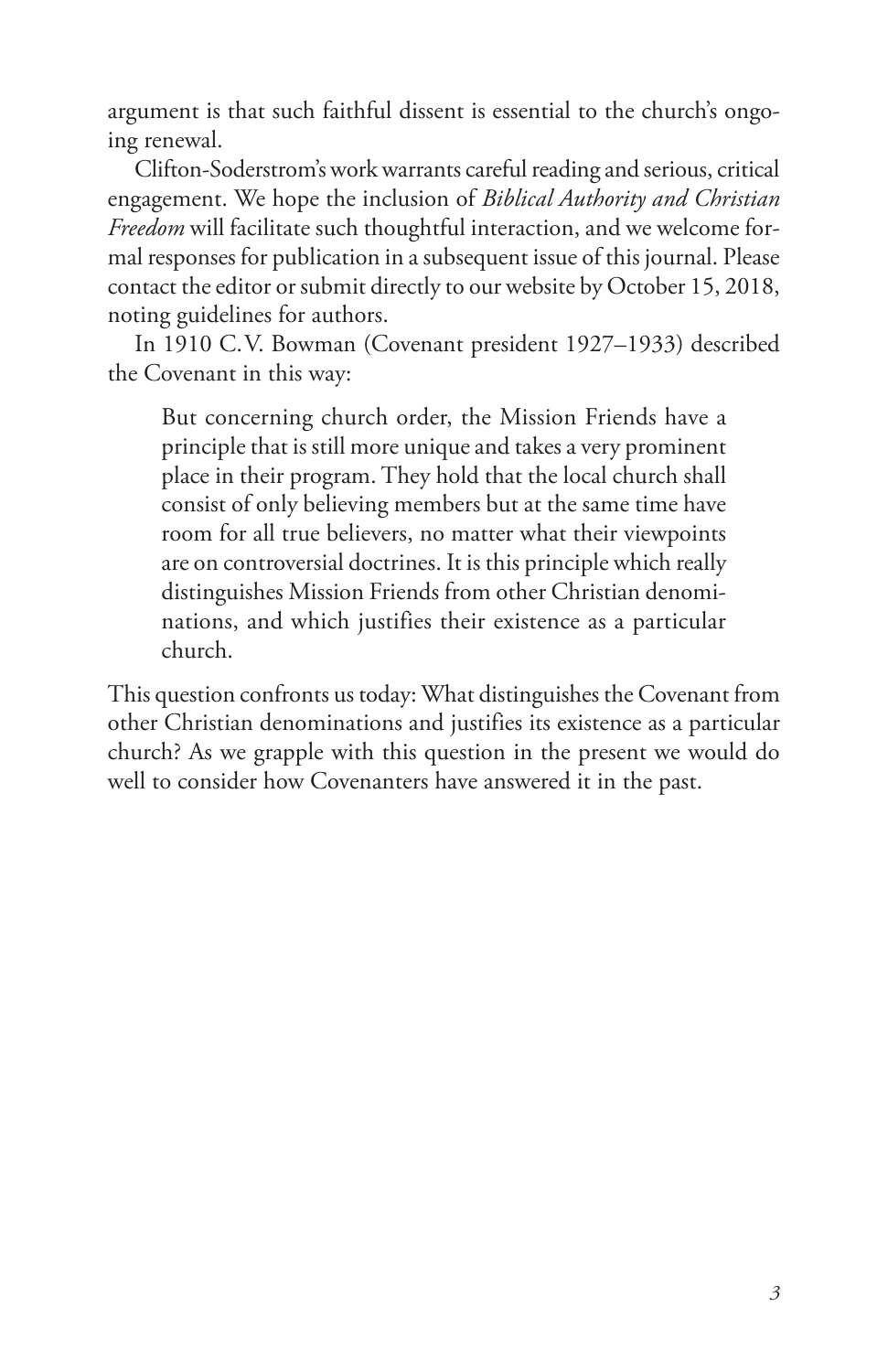argument is that such faithful dissent is essential to the church's ongoing renewal.

Clifton-Soderstrom's work warrants careful reading and serious, critical engagement. We hope the inclusion of *Biblical Authority and Christian Freedom* will facilitate such thoughtful interaction, and we welcome formal responses for publication in a subsequent issue of this journal. Please contact the editor or submit directly to our website by October 15, 2018, noting guidelines for authors.

In 1910 C.V. Bowman (Covenant president 1927–1933) described the Covenant in this way:

> But concerning church order, the Mission Friends have a principle that is still more unique and takes a very prominent place in their program. They hold that the local church shall consist of only believing members but at the same time have room for all true believers, no matter what their viewpoints are on controversial doctrines. It is this principle which really distinguishes Mission Friends from other Christian denominations, and which justifies their existence as a particular church.

This question confronts us today: What distinguishes the Covenant from other Christian denominations and justifies its existence as a particular church? As we grapple with this question in the present we would do well to consider how Covenanters have answered it in the past.